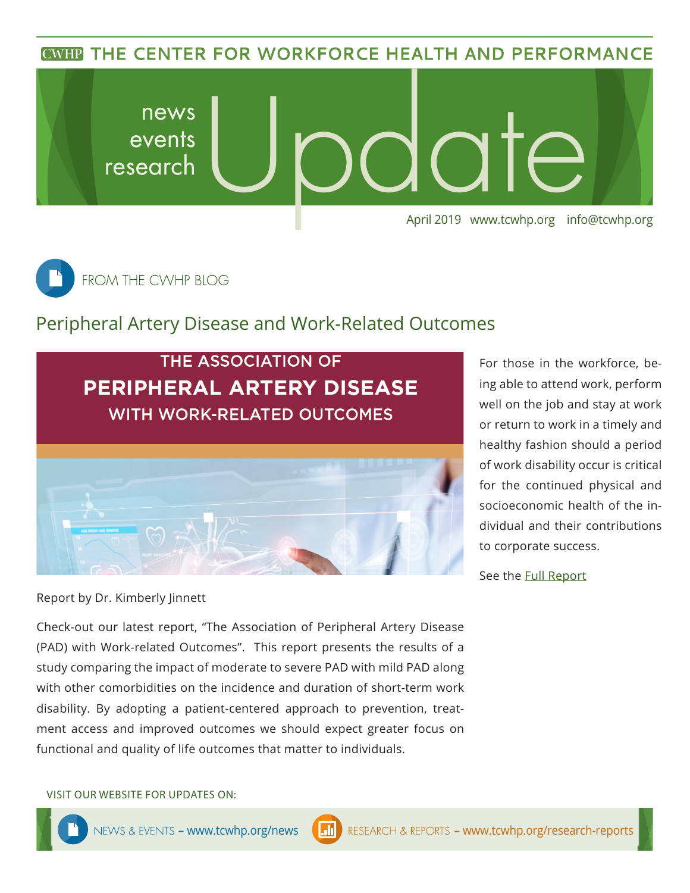# THE CENTER FOR WORKFORCE HEALTH AND PERFORMANCE

news
events
research

# Update

April 2019 www.tcwhp.org info@tcwhp.org

FROM THE CWHP BLOG

## Peripheral Artery Disease and Work-Related Outcomes

THE ASSOCIATION OF
**PERIPHERAL ARTERY DISEASE**
WITH WORK-RELATED OUTCOMES

Report by Dr. Kimberly Jinnett

Check-out our latest report, "The Association of Peripheral Artery Disease (PAD) with Work-related Outcomes". This report presents the results of a study comparing the impact of moderate to severe PAD with mild PAD along with other comorbidities on the incidence and duration of short-term work disability. By adopting a patient-centered approach to prevention, treatment access and improved outcomes we should expect greater focus on functional and quality of life outcomes that matter to individuals.

For those in the workforce, being able to attend work, perform well on the job and stay at work or return to work in a timely and healthy fashion should a period of work disability occur is critical for the continued physical and socioeconomic health of the individual and their contributions to corporate success.

See the Full Report

VISIT OUR WEBSITE FOR UPDATES ON:

NEWS & EVENTS – www.tcwhp.org/news

RESEARCH & REPORTS – www.tcwhp.org/research-reports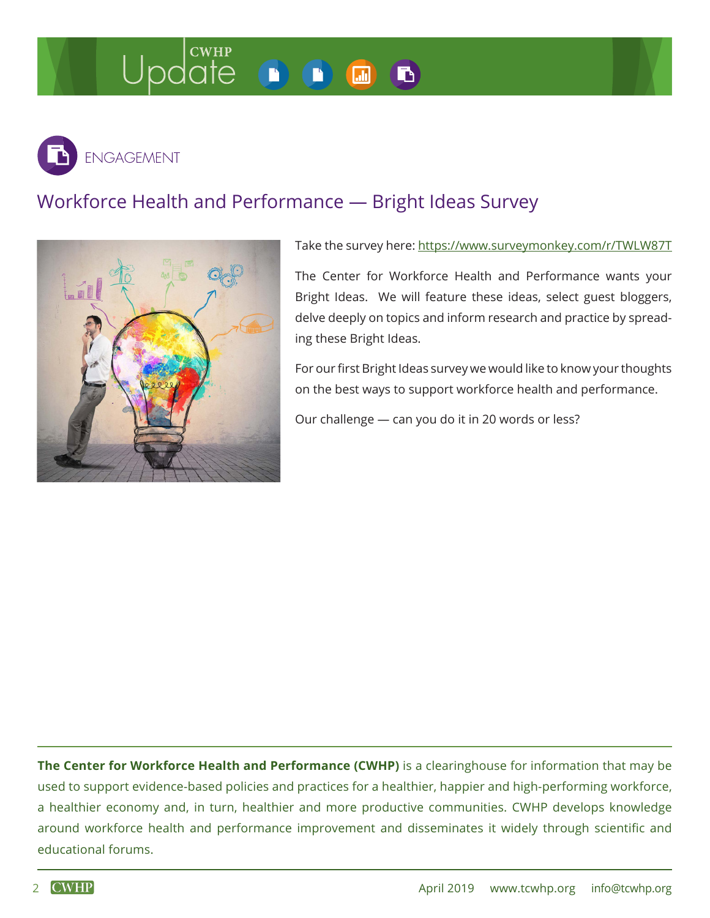# ENGAGEMENT

## Workforce Health and Performance — Bright Ideas Survey

Take the survey here: https://www.surveymonkey.com/r/TWLW87T

The Center for Workforce Health and Performance wants your Bright Ideas. We will feature these ideas, select guest bloggers, delve deeply on topics and inform research and practice by spreading these Bright Ideas.

For our first Bright Ideas survey we would like to know your thoughts on the best ways to support workforce health and performance.

Our challenge — can you do it in 20 words or less?

**The Center for Workforce Health and Performance (CWHP)** is a clearinghouse for information that may be used to support evidence-based policies and practices for a healthier, happier and high-performing workforce, a healthier economy and, in turn, healthier and more productive communities. CWHP develops knowledge around workforce health and performance improvement and disseminates it widely through scientific and educational forums.